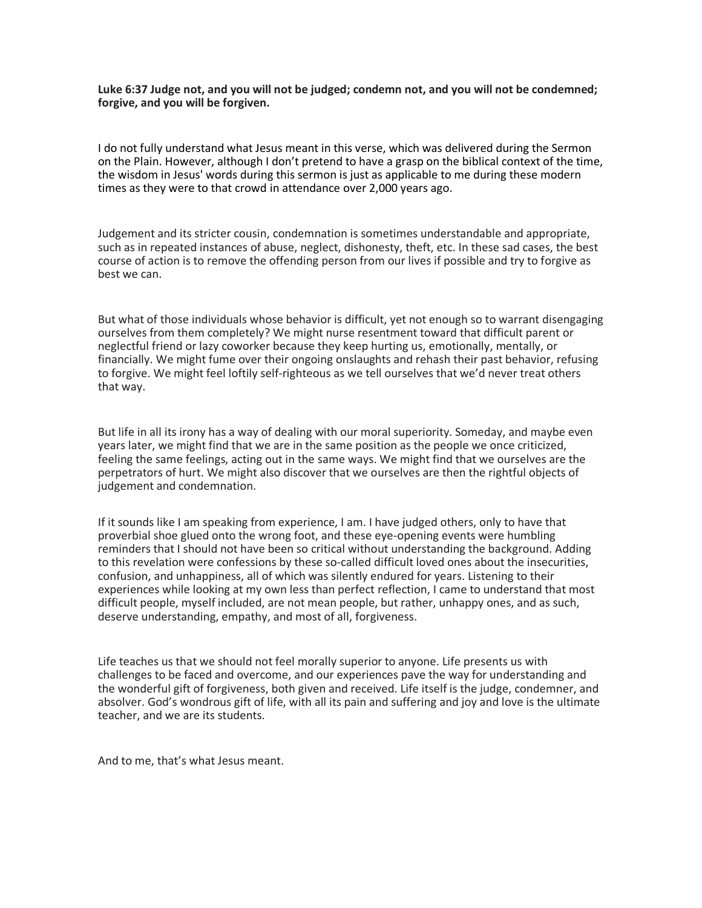**Luke 6:37 Judge not, and you will not be judged; condemn not, and you will not be condemned; forgive, and you will be forgiven.**

I do not fully understand what Jesus meant in this verse, which was delivered during the Sermon on the Plain. However, although I don't pretend to have a grasp on the biblical context of the time, the wisdom in Jesus' words during this sermon is just as applicable to me during these modern times as they were to that crowd in attendance over 2,000 years ago.

Judgement and its stricter cousin, condemnation is sometimes understandable and appropriate, such as in repeated instances of abuse, neglect, dishonesty, theft, etc. In these sad cases, the best course of action is to remove the offending person from our lives if possible and try to forgive as best we can.

But what of those individuals whose behavior is difficult, yet not enough so to warrant disengaging ourselves from them completely? We might nurse resentment toward that difficult parent or neglectful friend or lazy coworker because they keep hurting us, emotionally, mentally, or financially. We might fume over their ongoing onslaughts and rehash their past behavior, refusing to forgive. We might feel loftily self-righteous as we tell ourselves that we'd never treat others that way.

But life in all its irony has a way of dealing with our moral superiority. Someday, and maybe even years later, we might find that we are in the same position as the people we once criticized, feeling the same feelings, acting out in the same ways. We might find that we ourselves are the perpetrators of hurt. We might also discover that we ourselves are then the rightful objects of judgement and condemnation.

If it sounds like I am speaking from experience, I am. I have judged others, only to have that proverbial shoe glued onto the wrong foot, and these eye-opening events were humbling reminders that I should not have been so critical without understanding the background. Adding to this revelation were confessions by these so-called difficult loved ones about the insecurities, confusion, and unhappiness, all of which was silently endured for years. Listening to their experiences while looking at my own less than perfect reflection, I came to understand that most difficult people, myself included, are not mean people, but rather, unhappy ones, and as such, deserve understanding, empathy, and most of all, forgiveness.

Life teaches us that we should not feel morally superior to anyone. Life presents us with challenges to be faced and overcome, and our experiences pave the way for understanding and the wonderful gift of forgiveness, both given and received. Life itself is the judge, condemner, and absolver. God's wondrous gift of life, with all its pain and suffering and joy and love is the ultimate teacher, and we are its students.

And to me, that's what Jesus meant.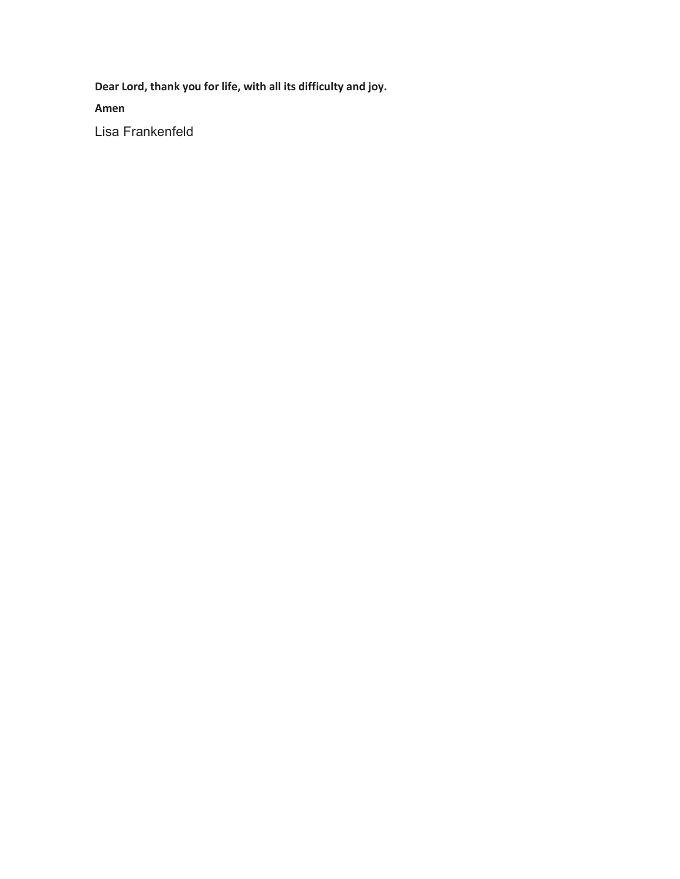**Dear Lord, thank you for life, with all its difficulty and joy.**

**Amen**

Lisa Frankenfeld